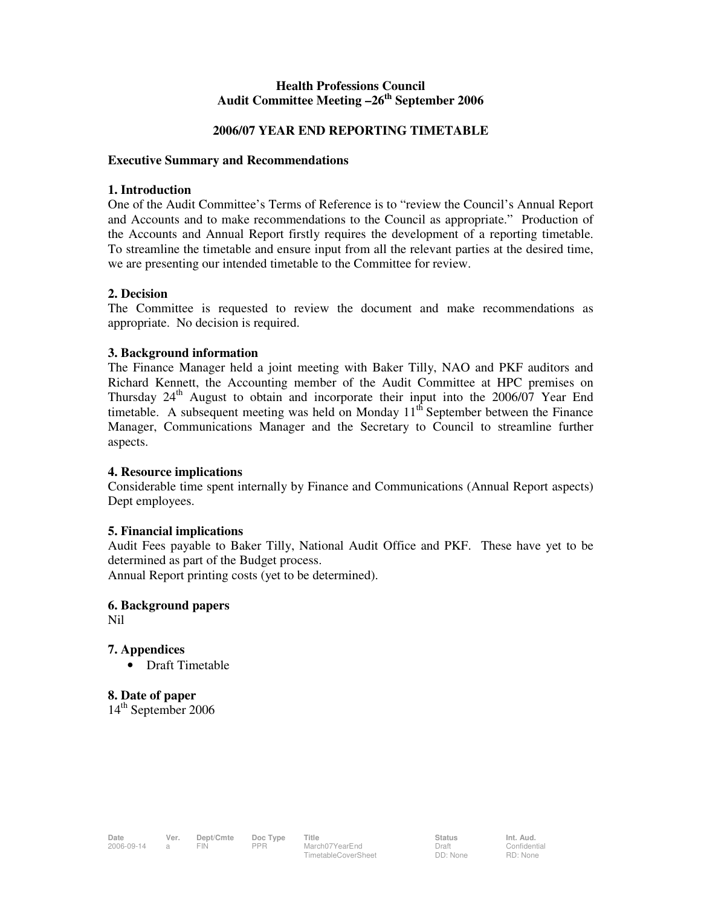**Health Professions Council**
**Audit Committee Meeting –26th September 2006**

**2006/07 YEAR END REPORTING TIMETABLE**

**Executive Summary and Recommendations**

## 1. Introduction

One of the Audit Committee's Terms of Reference is to "review the Council's Annual Report and Accounts and to make recommendations to the Council as appropriate." Production of the Accounts and Annual Report firstly requires the development of a reporting timetable. To streamline the timetable and ensure input from all the relevant parties at the desired time, we are presenting our intended timetable to the Committee for review.

## 2. Decision

The Committee is requested to review the document and make recommendations as appropriate. No decision is required.

## 3. Background information

The Finance Manager held a joint meeting with Baker Tilly, NAO and PKF auditors and Richard Kennett, the Accounting member of the Audit Committee at HPC premises on Thursday 24th August to obtain and incorporate their input into the 2006/07 Year End timetable. A subsequent meeting was held on Monday 11th September between the Finance Manager, Communications Manager and the Secretary to Council to streamline further aspects.

## 4. Resource implications

Considerable time spent internally by Finance and Communications (Annual Report aspects) Dept employees.

## 5. Financial implications

Audit Fees payable to Baker Tilly, National Audit Office and PKF. These have yet to be determined as part of the Budget process.
Annual Report printing costs (yet to be determined).

## 6. Background papers

Nil

## 7. Appendices

- Draft Timetable

## 8. Date of paper

14th September 2006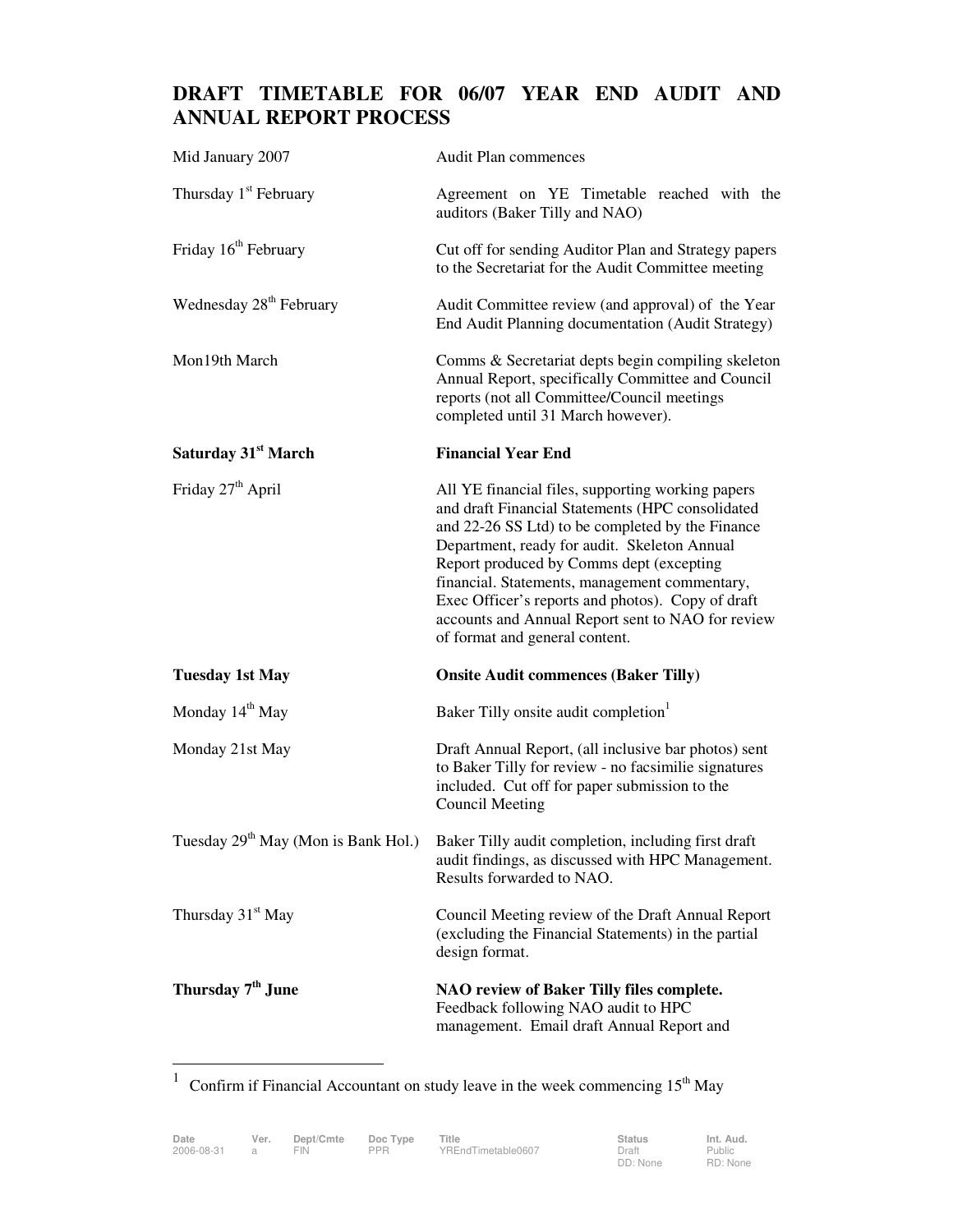# DRAFT TIMETABLE FOR 06/07 YEAR END AUDIT AND ANNUAL REPORT PROCESS

| | |
|---|---|
| Mid January 2007 | Audit Plan commences |
| Thursday 1st February | Agreement on YE Timetable reached with the auditors (Baker Tilly and NAO) |
| Friday 16th February | Cut off for sending Auditor Plan and Strategy papers to the Secretariat for the Audit Committee meeting |
| Wednesday 28th February | Audit Committee review (and approval) of the Year End Audit Planning documentation (Audit Strategy) |
| Mon19th March | Comms & Secretariat depts begin compiling skeleton Annual Report, specifically Committee and Council reports (not all Committee/Council meetings completed until 31 March however). |
| **Saturday 31st March** | **Financial Year End** |
| Friday 27th April | All YE financial files, supporting working papers and draft Financial Statements (HPC consolidated and 22-26 SS Ltd) to be completed by the Finance Department, ready for audit. Skeleton Annual Report produced by Comms dept (excepting financial. Statements, management commentary, Exec Officer's reports and photos). Copy of draft accounts and Annual Report sent to NAO for review of format and general content. |
| **Tuesday 1st May** | **Onsite Audit commences (Baker Tilly)** |
| Monday 14th May | Baker Tilly onsite audit completion[1] |
| Monday 21st May | Draft Annual Report, (all inclusive bar photos) sent to Baker Tilly for review - no facsimilie signatures included. Cut off for paper submission to the Council Meeting |
| Tuesday 29th May (Mon is Bank Hol.) | Baker Tilly audit completion, including first draft audit findings, as discussed with HPC Management. Results forwarded to NAO. |
| Thursday 31st May | Council Meeting review of the Draft Annual Report (excluding the Financial Statements) in the partial design format. |
| **Thursday 7th June** | **NAO review of Baker Tilly files complete.** Feedback following NAO audit to HPC management. Email draft Annual Report and |

[1] Confirm if Financial Accountant on study leave in the week commencing 15th May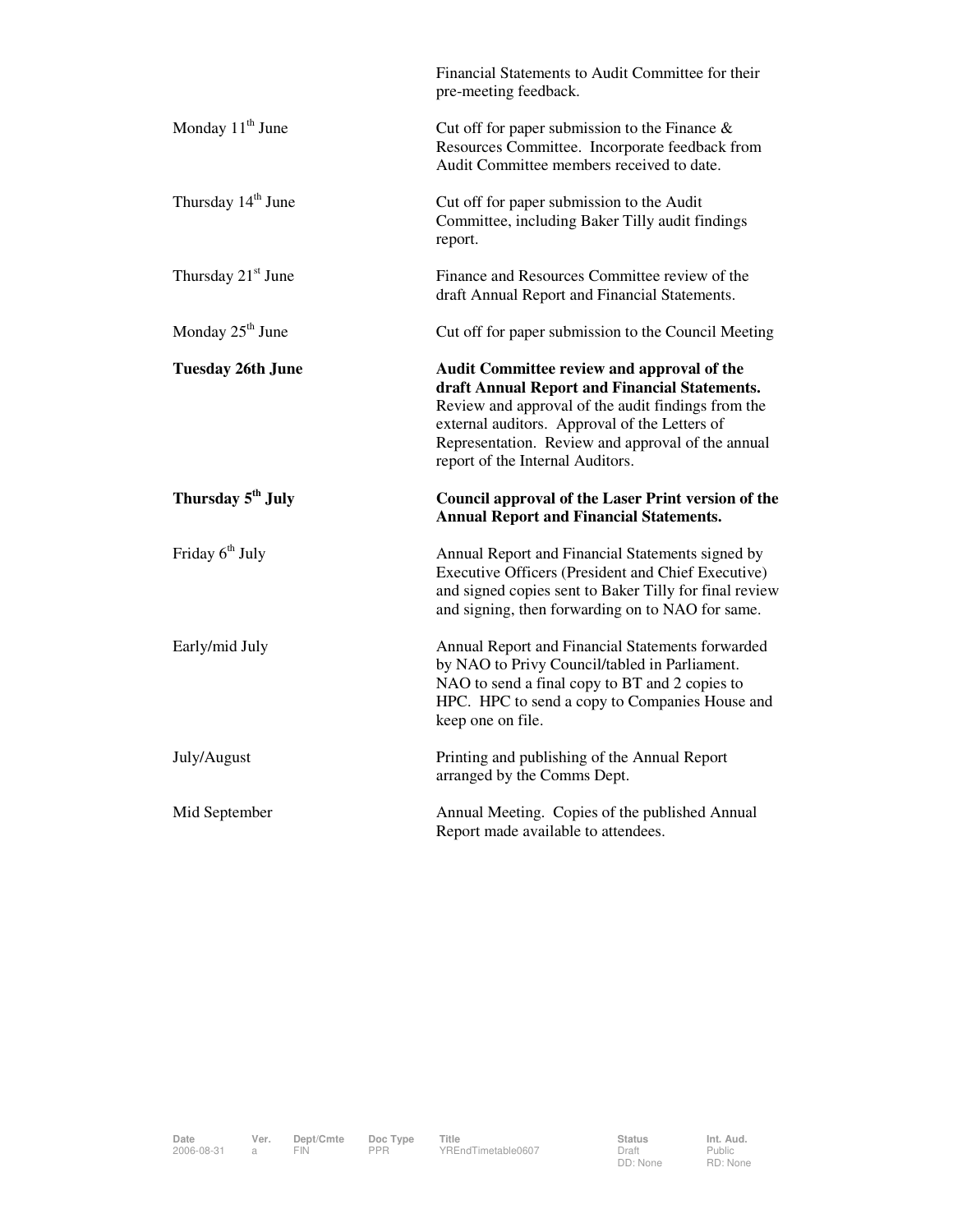| | |
|---|---|
| | Financial Statements to Audit Committee for their pre-meeting feedback. |
| Monday 11th June | Cut off for paper submission to the Finance & Resources Committee. Incorporate feedback from Audit Committee members received to date. |
| Thursday 14th June | Cut off for paper submission to the Audit Committee, including Baker Tilly audit findings report. |
| Thursday 21st June | Finance and Resources Committee review of the draft Annual Report and Financial Statements. |
| Monday 25th June | Cut off for paper submission to the Council Meeting |
| **Tuesday 26th June** | **Audit Committee review and approval of the draft Annual Report and Financial Statements.** Review and approval of the audit findings from the external auditors. Approval of the Letters of Representation. Review and approval of the annual report of the Internal Auditors. |
| **Thursday 5th July** | **Council approval of the Laser Print version of the Annual Report and Financial Statements.** |
| Friday 6th July | Annual Report and Financial Statements signed by Executive Officers (President and Chief Executive) and signed copies sent to Baker Tilly for final review and signing, then forwarding on to NAO for same. |
| Early/mid July | Annual Report and Financial Statements forwarded by NAO to Privy Council/tabled in Parliament. NAO to send a final copy to BT and 2 copies to HPC. HPC to send a copy to Companies House and keep one on file. |
| July/August | Printing and publishing of the Annual Report arranged by the Comms Dept. |
| Mid September | Annual Meeting. Copies of the published Annual Report made available to attendees. |